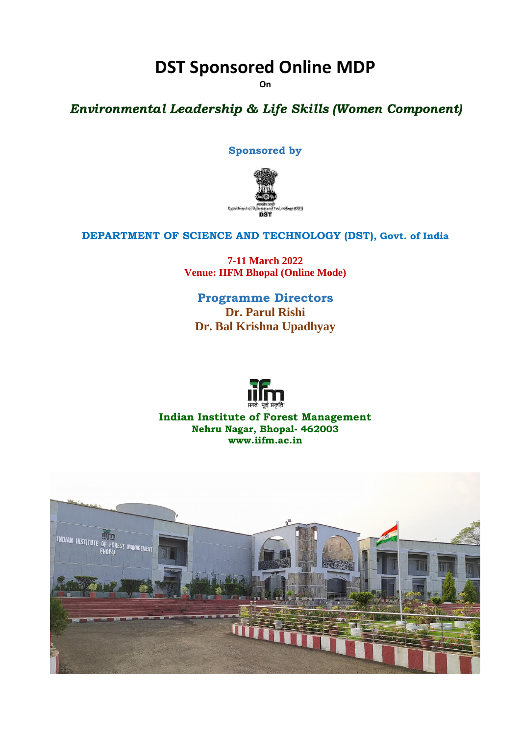# DST Sponsored Online MDP

**On**

## *Environmental Leadership & Life Skills (Women Component)*

**Sponsored by**

**DEPARTMENT OF SCIENCE AND TECHNOLOGY (DST), Govt. of India**

**7-11 March 2022**
**Venue: IIFM Bhopal (Online Mode)**

### Programme Directors

**Dr. Parul Rishi**
**Dr. Bal Krishna Upadhyay**

**Indian Institute of Forest Management**
**Nehru Nagar, Bhopal- 462003**
**www.iifm.ac.in**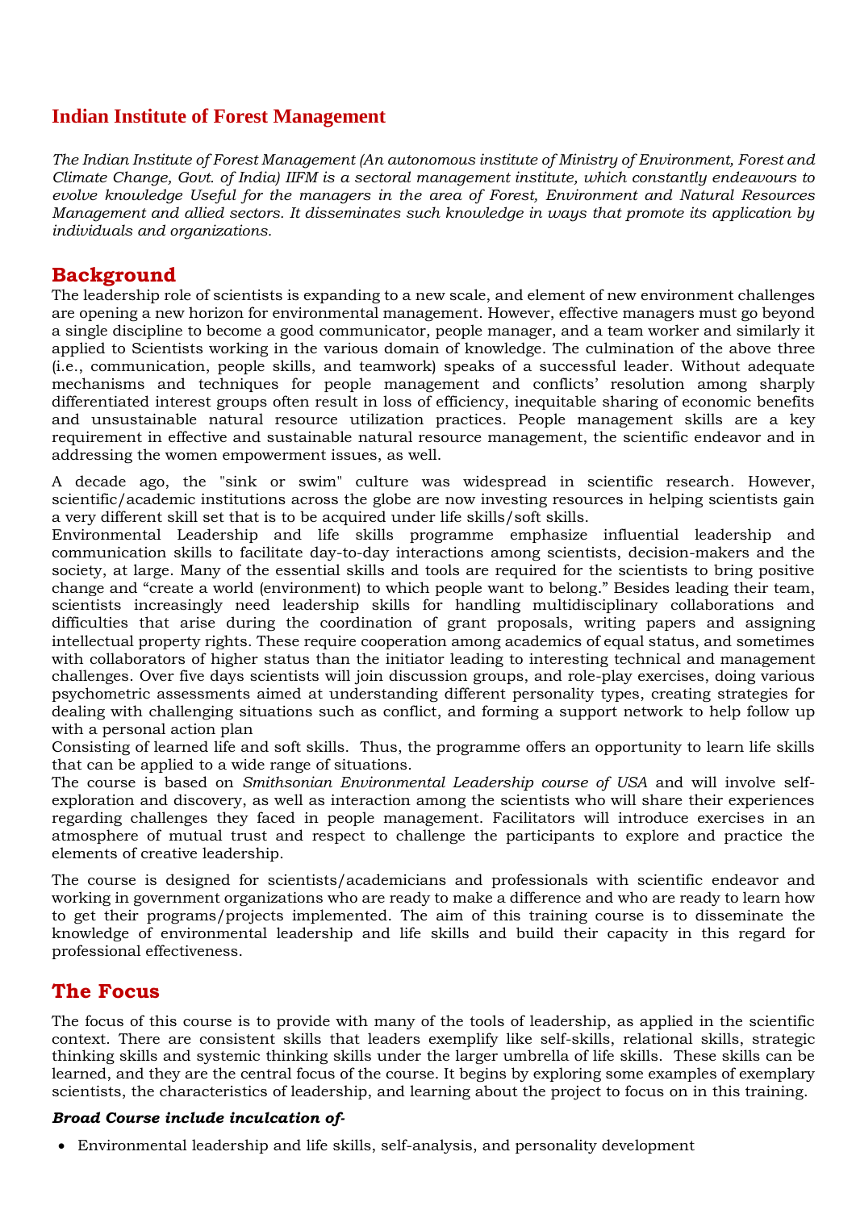## Indian Institute of Forest Management

*The Indian Institute of Forest Management (An autonomous institute of Ministry of Environment, Forest and Climate Change, Govt. of India) IIFM is a sectoral management institute, which constantly endeavours to evolve knowledge Useful for the managers in the area of Forest, Environment and Natural Resources Management and allied sectors. It disseminates such knowledge in ways that promote its application by individuals and organizations.*

## Background

The leadership role of scientists is expanding to a new scale, and element of new environment challenges are opening a new horizon for environmental management. However, effective managers must go beyond a single discipline to become a good communicator, people manager, and a team worker and similarly it applied to Scientists working in the various domain of knowledge. The culmination of the above three (i.e., communication, people skills, and teamwork) speaks of a successful leader. Without adequate mechanisms and techniques for people management and conflicts' resolution among sharply differentiated interest groups often result in loss of efficiency, inequitable sharing of economic benefits and unsustainable natural resource utilization practices. People management skills are a key requirement in effective and sustainable natural resource management, the scientific endeavor and in addressing the women empowerment issues, as well.

A decade ago, the "sink or swim" culture was widespread in scientific research. However, scientific/academic institutions across the globe are now investing resources in helping scientists gain a very different skill set that is to be acquired under life skills/soft skills.

Environmental Leadership and life skills programme emphasize influential leadership and communication skills to facilitate day-to-day interactions among scientists, decision-makers and the society, at large. Many of the essential skills and tools are required for the scientists to bring positive change and "create a world (environment) to which people want to belong." Besides leading their team, scientists increasingly need leadership skills for handling multidisciplinary collaborations and difficulties that arise during the coordination of grant proposals, writing papers and assigning intellectual property rights. These require cooperation among academics of equal status, and sometimes with collaborators of higher status than the initiator leading to interesting technical and management challenges. Over five days scientists will join discussion groups, and role-play exercises, doing various psychometric assessments aimed at understanding different personality types, creating strategies for dealing with challenging situations such as conflict, and forming a support network to help follow up with a personal action plan

Consisting of learned life and soft skills. Thus, the programme offers an opportunity to learn life skills that can be applied to a wide range of situations.

The course is based on *Smithsonian Environmental Leadership course of USA* and will involve self-exploration and discovery, as well as interaction among the scientists who will share their experiences regarding challenges they faced in people management. Facilitators will introduce exercises in an atmosphere of mutual trust and respect to challenge the participants to explore and practice the elements of creative leadership.

The course is designed for scientists/academicians and professionals with scientific endeavor and working in government organizations who are ready to make a difference and who are ready to learn how to get their programs/projects implemented. The aim of this training course is to disseminate the knowledge of environmental leadership and life skills and build their capacity in this regard for professional effectiveness.

## The Focus

The focus of this course is to provide with many of the tools of leadership, as applied in the scientific context. There are consistent skills that leaders exemplify like self-skills, relational skills, strategic thinking skills and systemic thinking skills under the larger umbrella of life skills. These skills can be learned, and they are the central focus of the course. It begins by exploring some examples of exemplary scientists, the characteristics of leadership, and learning about the project to focus on in this training.

***Broad Course include inculcation of-***

- Environmental leadership and life skills, self-analysis, and personality development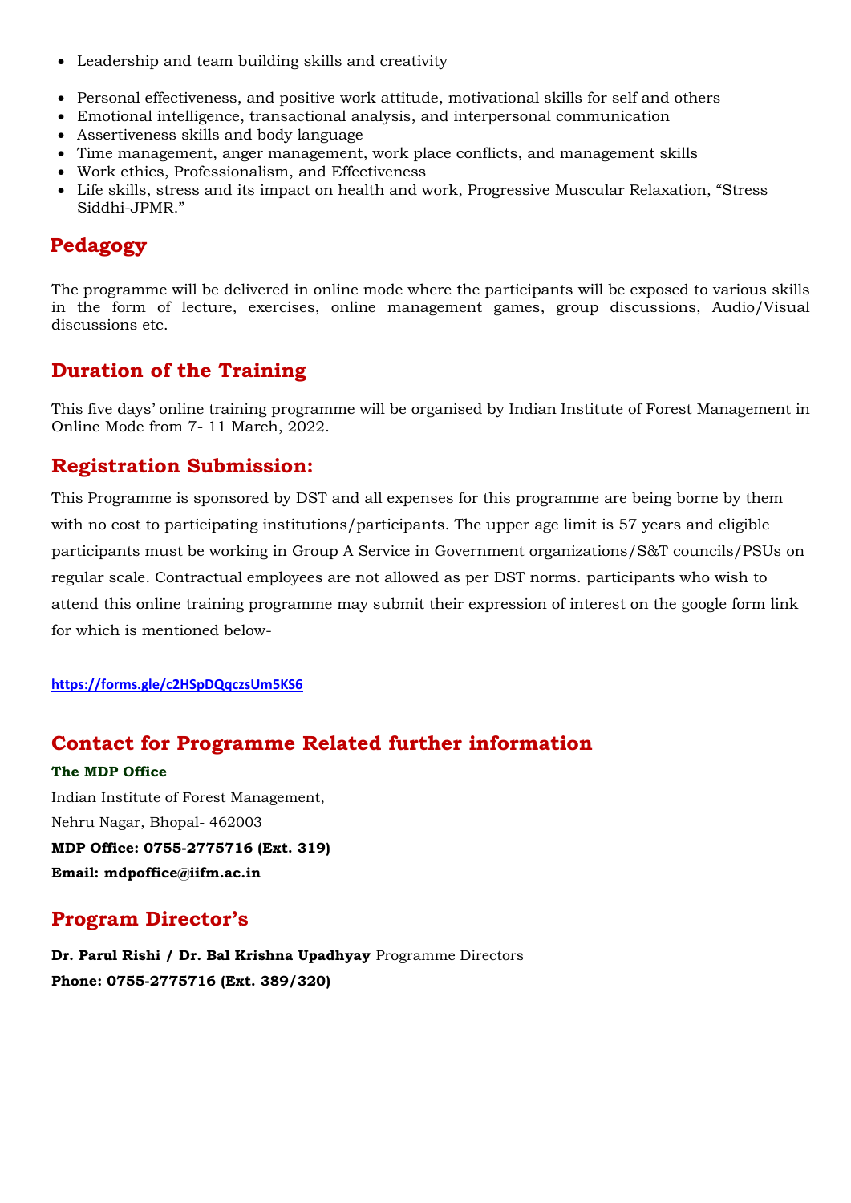- Leadership and team building skills and creativity
- Personal effectiveness, and positive work attitude, motivational skills for self and others
- Emotional intelligence, transactional analysis, and interpersonal communication
- Assertiveness skills and body language
- Time management, anger management, work place conflicts, and management skills
- Work ethics, Professionalism, and Effectiveness
- Life skills, stress and its impact on health and work, Progressive Muscular Relaxation, "Stress Siddhi-JPMR."

## Pedagogy

The programme will be delivered in online mode where the participants will be exposed to various skills in the form of lecture, exercises, online management games, group discussions, Audio/Visual discussions etc.

## Duration of the Training

This five days' online training programme will be organised by Indian Institute of Forest Management in Online Mode from 7- 11 March, 2022.

## Registration Submission:

This Programme is sponsored by DST and all expenses for this programme are being borne by them with no cost to participating institutions/participants. The upper age limit is 57 years and eligible participants must be working in Group A Service in Government organizations/S&T councils/PSUs on regular scale. Contractual employees are not allowed as per DST norms. participants who wish to attend this online training programme may submit their expression of interest on the google form link for which is mentioned below-

https://forms.gle/c2HSpDQqczsUm5KS6

## Contact for Programme Related further information

**The MDP Office**

Indian Institute of Forest Management,

Nehru Nagar, Bhopal- 462003

**MDP Office: 0755-2775716 (Ext. 319)**

**Email: mdpoffice@iifm.ac.in**

## Program Director's

**Dr. Parul Rishi / Dr. Bal Krishna Upadhyay** Programme Directors

**Phone: 0755-2775716 (Ext. 389/320)**